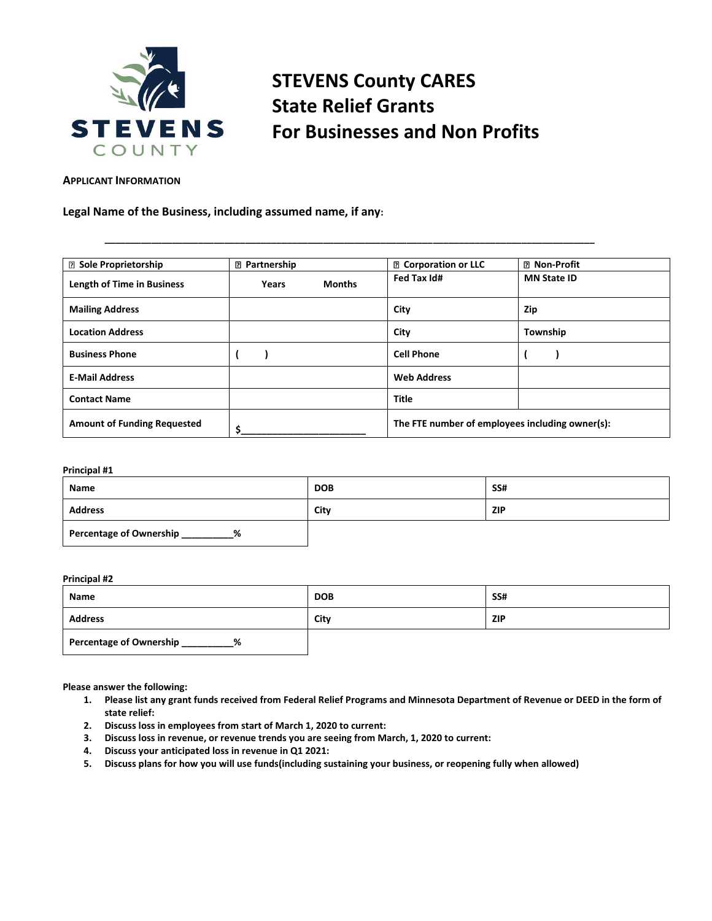# STEVENS County CARES
# State Relief Grants
# For Businesses and Non Profits

**APPLICANT INFORMATION**

**Legal Name of the Business, including assumed name, if any:**

_______________________________________________________________________________

| ☐ Sole Proprietorship | ☐ Partnership | ☐ Corporation or LLC | ☐ Non-Profit |
|---|---|---|---|
| **Length of Time in Business** | **Years Months** | **Fed Tax Id#** | **MN State ID** |
| **Mailing Address** | | **City** | **Zip** |
| **Location Address** | | **City** | **Township** |
| **Business Phone** | **( )** | **Cell Phone** | **( )** |
| **E-Mail Address** | | **Web Address** | |
| **Contact Name** | | **Title** | |
| **Amount of Funding Requested** | **$______________________** | **The FTE number of employees including owner(s):** | |

**Principal #1**

| Name | DOB | SS# |
|---|---|---|
| **Address** | **City** | **ZIP** |
| **Percentage of Ownership __________%** | | |

**Principal #2**

| Name | DOB | SS# |
|---|---|---|
| **Address** | **City** | **ZIP** |
| **Percentage of Ownership __________%** | | |

**Please answer the following:**

1. **Please list any grant funds received from Federal Relief Programs and Minnesota Department of Revenue or DEED in the form of state relief:**
2. **Discuss loss in employees from start of March 1, 2020 to current:**
3. **Discuss loss in revenue, or revenue trends you are seeing from March, 1, 2020 to current:**
4. **Discuss your anticipated loss in revenue in Q1 2021:**
5. **Discuss plans for how you will use funds(including sustaining your business, or reopening fully when allowed)**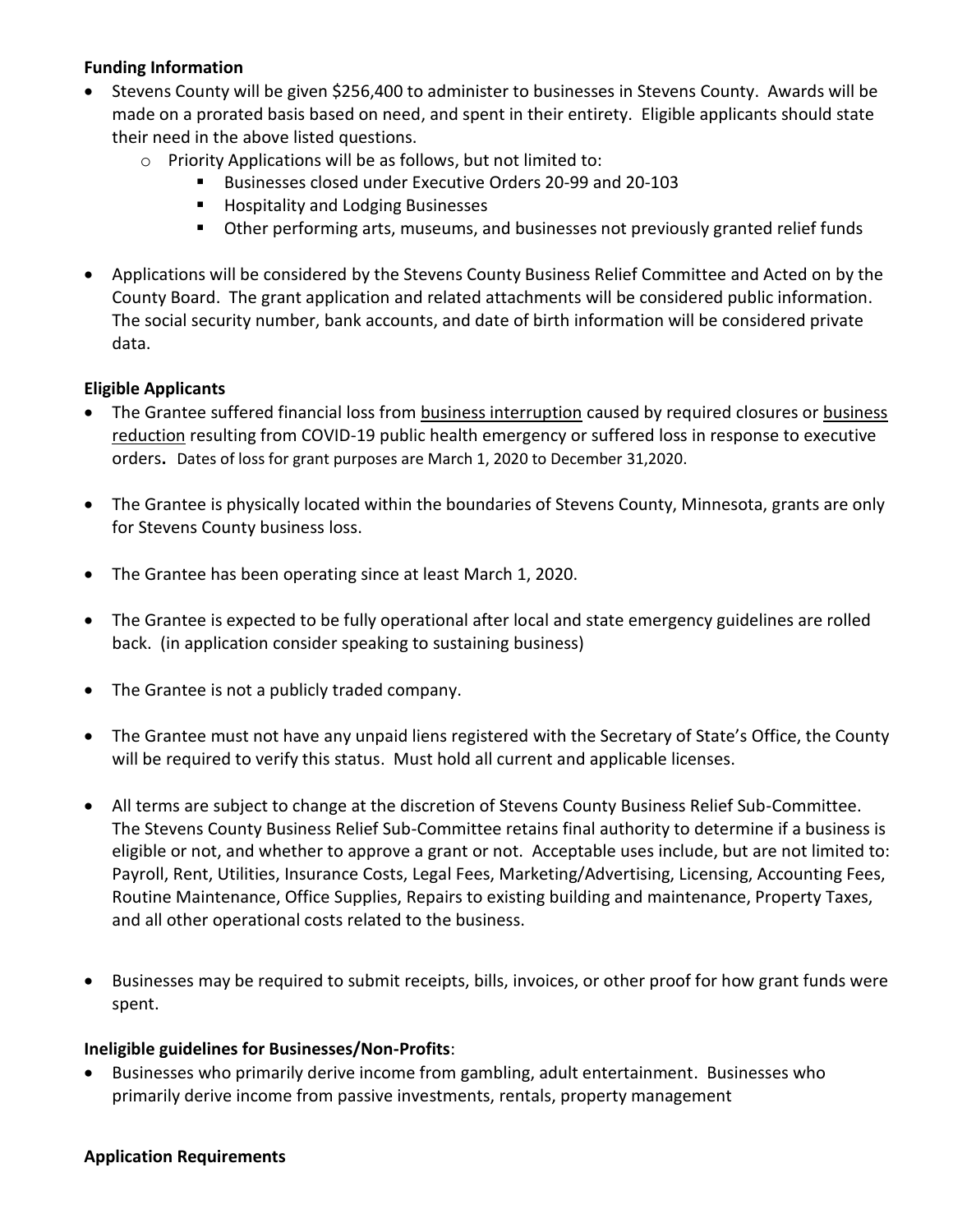**Funding Information**

- Stevens County will be given $256,400 to administer to businesses in Stevens County. Awards will be made on a prorated basis based on need, and spent in their entirety. Eligible applicants should state their need in the above listed questions.
  - Priority Applications will be as follows, but not limited to:
    - Businesses closed under Executive Orders 20-99 and 20-103
    - Hospitality and Lodging Businesses
    - Other performing arts, museums, and businesses not previously granted relief funds
- Applications will be considered by the Stevens County Business Relief Committee and Acted on by the County Board. The grant application and related attachments will be considered public information. The social security number, bank accounts, and date of birth information will be considered private data.

**Eligible Applicants**

- The Grantee suffered financial loss from business interruption caused by required closures or business reduction resulting from COVID-19 public health emergency or suffered loss in response to executive orders. Dates of loss for grant purposes are March 1, 2020 to December 31,2020.
- The Grantee is physically located within the boundaries of Stevens County, Minnesota, grants are only for Stevens County business loss.
- The Grantee has been operating since at least March 1, 2020.
- The Grantee is expected to be fully operational after local and state emergency guidelines are rolled back. (in application consider speaking to sustaining business)
- The Grantee is not a publicly traded company.
- The Grantee must not have any unpaid liens registered with the Secretary of State's Office, the County will be required to verify this status. Must hold all current and applicable licenses.
- All terms are subject to change at the discretion of Stevens County Business Relief Sub-Committee. The Stevens County Business Relief Sub-Committee retains final authority to determine if a business is eligible or not, and whether to approve a grant or not. Acceptable uses include, but are not limited to: Payroll, Rent, Utilities, Insurance Costs, Legal Fees, Marketing/Advertising, Licensing, Accounting Fees, Routine Maintenance, Office Supplies, Repairs to existing building and maintenance, Property Taxes, and all other operational costs related to the business.
- Businesses may be required to submit receipts, bills, invoices, or other proof for how grant funds were spent.

**Ineligible guidelines for Businesses/Non-Profits**:

- Businesses who primarily derive income from gambling, adult entertainment. Businesses who primarily derive income from passive investments, rentals, property management

**Application Requirements**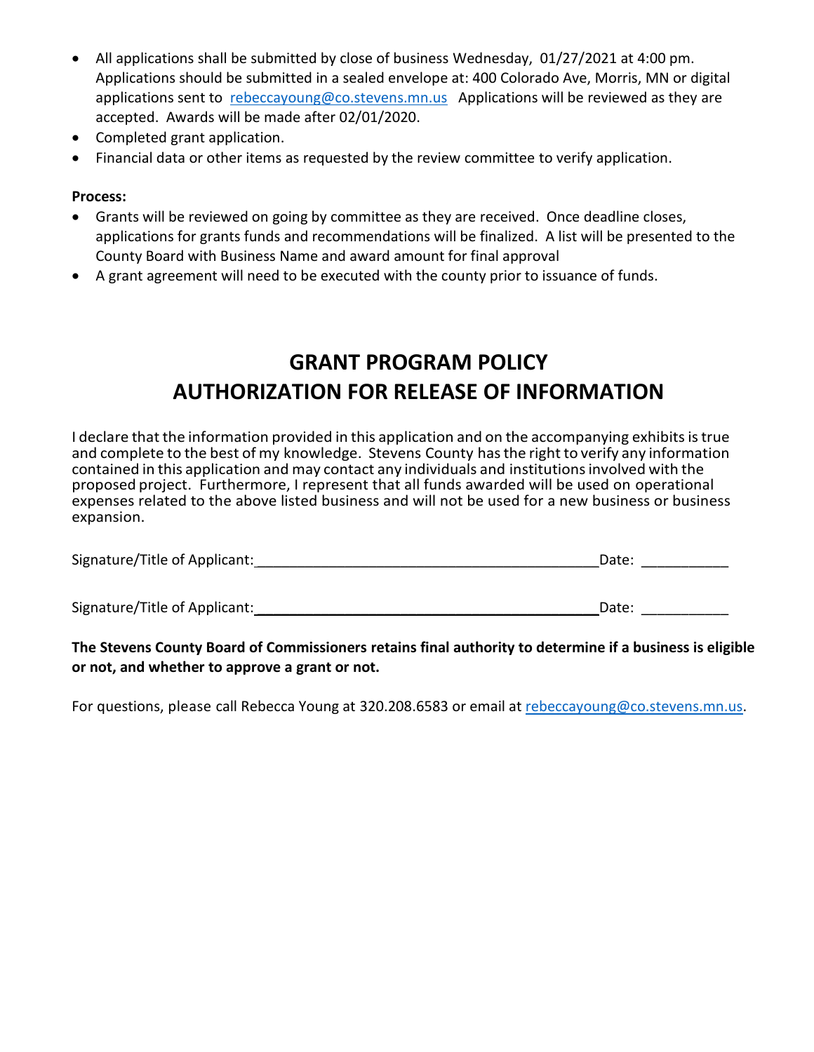- All applications shall be submitted by close of business Wednesday, 01/27/2021 at 4:00 pm. Applications should be submitted in a sealed envelope at: 400 Colorado Ave, Morris, MN or digital applications sent to rebeccayoung@co.stevens.mn.us Applications will be reviewed as they are accepted. Awards will be made after 02/01/2020.
- Completed grant application.
- Financial data or other items as requested by the review committee to verify application.

**Process:**

- Grants will be reviewed on going by committee as they are received. Once deadline closes, applications for grants funds and recommendations will be finalized. A list will be presented to the County Board with Business Name and award amount for final approval
- A grant agreement will need to be executed with the county prior to issuance of funds.

# GRANT PROGRAM POLICY
# AUTHORIZATION FOR RELEASE OF INFORMATION

I declare that the information provided in this application and on the accompanying exhibits is true and complete to the best of my knowledge. Stevens County has the right to verify any information contained in this application and may contact any individuals and institutions involved with the proposed project. Furthermore, I represent that all funds awarded will be used on operational expenses related to the above listed business and will not be used for a new business or business expansion.

Signature/Title of Applicant:_____________________________________________Date: ___________

Signature/Title of Applicant:_____________________________________________Date: ___________

**The Stevens County Board of Commissioners retains final authority to determine if a business is eligible or not, and whether to approve a grant or not.**

For questions, please call Rebecca Young at 320.208.6583 or email at rebeccayoung@co.stevens.mn.us.